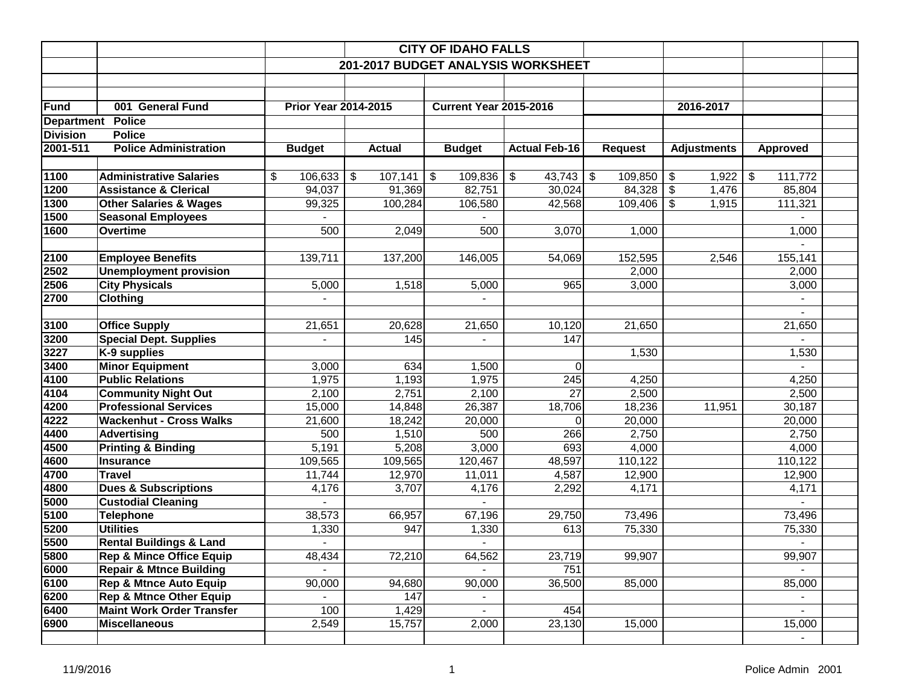# CITY OF IDAHO FALLS

## 201-2017 BUDGET ANALYSIS WORKSHEET

| | | Prior Year 2014-2015 | | Current Year 2015-2016 | | | 2016-2017 | |
|---|---|---|---|---|---|---|---|---|
| **Fund** | **001 General Fund** | | | | | | | |
| **Department** | **Police** | | | | | | | |
| **Division** | **Police** | | | | | | | |
| **2001-511** | **Police Administration** | **Budget** | **Actual** | **Budget** | **Actual Feb-16** | **Request** | **Adjustments** | **Approved** |
| **1100** | **Administrative Salaries** | $ 106,633 | $ 107,141 | $ 109,836 | $ 43,743 | $ 109,850 | $ 1,922 | $ 111,772 |
| **1200** | **Assistance & Clerical** | 94,037 | 91,369 | 82,751 | 30,024 | 84,328 | $ 1,476 | 85,804 |
| **1300** | **Other Salaries & Wages** | 99,325 | 100,284 | 106,580 | 42,568 | 109,406 | $ 1,915 | 111,321 |
| **1500** | **Seasonal Employees** | - | | - | | | | - |
| **1600** | **Overtime** | 500 | 2,049 | 500 | 3,070 | 1,000 | | 1,000 |
| | | | | | | | | - |
| **2100** | **Employee Benefits** | 139,711 | 137,200 | 146,005 | 54,069 | 152,595 | 2,546 | 155,141 |
| **2502** | **Unemployment provision** | | | | | 2,000 | | 2,000 |
| **2506** | **City Physicals** | 5,000 | 1,518 | 5,000 | 965 | 3,000 | | 3,000 |
| **2700** | **Clothing** | - | | - | | | | - |
| | | | | | | | | - |
| **3100** | **Office Supply** | 21,651 | 20,628 | 21,650 | 10,120 | 21,650 | | 21,650 |
| **3200** | **Special Dept. Supplies** | - | 145 | - | 147 | | | - |
| **3227** | **K-9 supplies** | | | | | 1,530 | | 1,530 |
| **3400** | **Minor Equipment** | 3,000 | 634 | 1,500 | 0 | | | - |
| **4100** | **Public Relations** | 1,975 | 1,193 | 1,975 | 245 | 4,250 | | 4,250 |
| **4104** | **Community Night Out** | 2,100 | 2,751 | 2,100 | 27 | 2,500 | | 2,500 |
| **4200** | **Professional Services** | 15,000 | 14,848 | 26,387 | 18,706 | 18,236 | 11,951 | 30,187 |
| **4222** | **Wackenhut - Cross Walks** | 21,600 | 18,242 | 20,000 | 0 | 20,000 | | 20,000 |
| **4400** | **Advertising** | 500 | 1,510 | 500 | 266 | 2,750 | | 2,750 |
| **4500** | **Printing & Binding** | 5,191 | 5,208 | 3,000 | 693 | 4,000 | | 4,000 |
| **4600** | **Insurance** | 109,565 | 109,565 | 120,467 | 48,597 | 110,122 | | 110,122 |
| **4700** | **Travel** | 11,744 | 12,970 | 11,011 | 4,587 | 12,900 | | 12,900 |
| **4800** | **Dues & Subscriptions** | 4,176 | 3,707 | 4,176 | 2,292 | 4,171 | | 4,171 |
| **5000** | **Custodial Cleaning** | - | | - | | | | - |
| **5100** | **Telephone** | 38,573 | 66,957 | 67,196 | 29,750 | 73,496 | | 73,496 |
| **5200** | **Utilities** | 1,330 | 947 | 1,330 | 613 | 75,330 | | 75,330 |
| **5500** | **Rental Buildings & Land** | - | | - | | | | - |
| **5800** | **Rep & Mince Office Equip** | 48,434 | 72,210 | 64,562 | 23,719 | 99,907 | | 99,907 |
| **6000** | **Repair & Mtnce Building** | - | | - | 751 | | | - |
| **6100** | **Rep & Mtnce Auto Equip** | 90,000 | 94,680 | 90,000 | 36,500 | 85,000 | | 85,000 |
| **6200** | **Rep & Mtnce Other Equip** | - | 147 | - | | | | - |
| **6400** | **Maint Work Order Transfer** | 100 | 1,429 | - | 454 | | | - |
| **6900** | **Miscellaneous** | 2,549 | 15,757 | 2,000 | 23,130 | 15,000 | | 15,000 |
| | | | | | | | | - |

11/9/2016 Police Admin 2001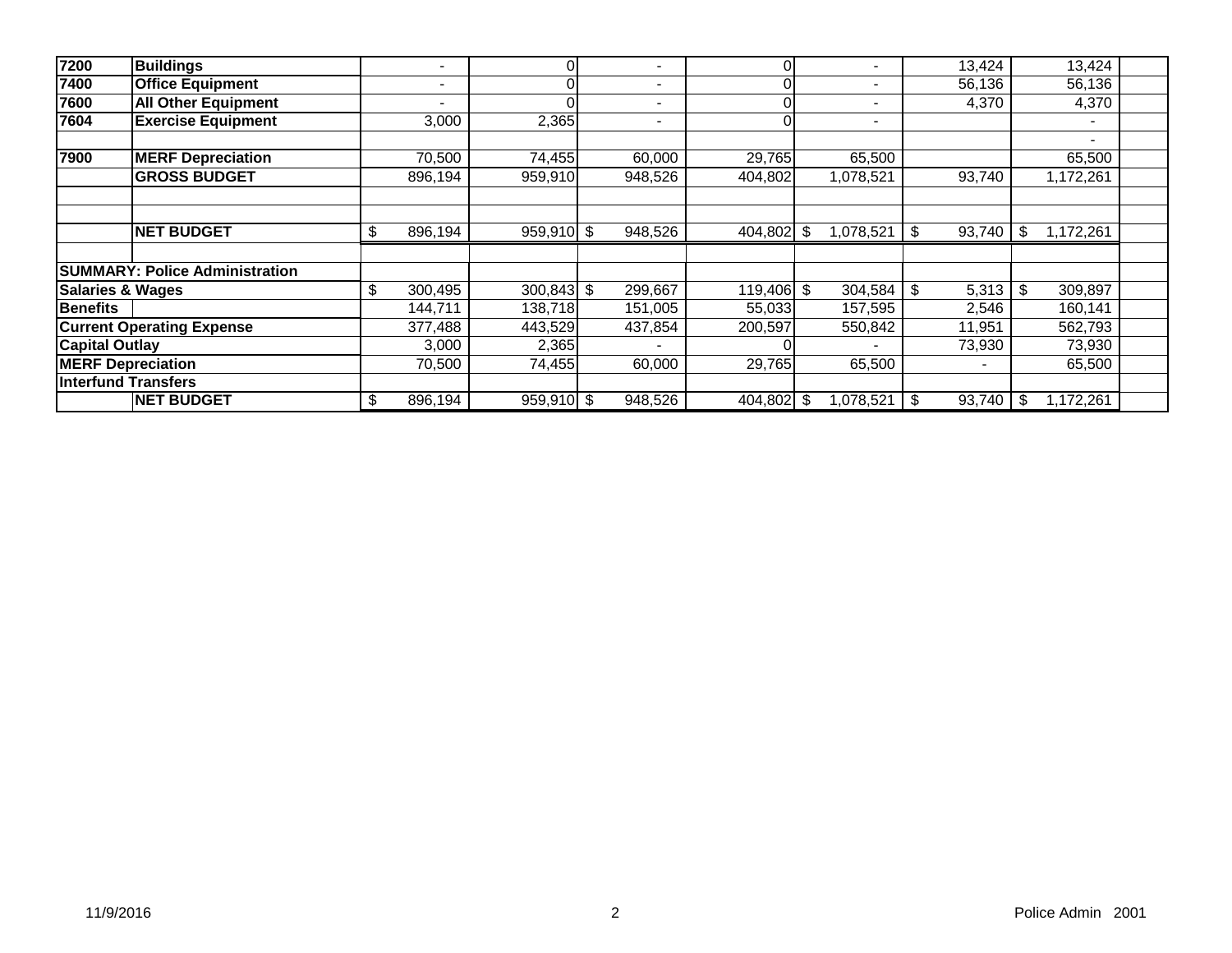| | | | | | | | | | |
|---|---|---|---|---|---|---|---|---|---|
| 7200 | **Buildings** | - | 0 | - | 0 | - | 13,424 | 13,424 | |
| 7400 | **Office Equipment** | - | 0 | - | 0 | - | 56,136 | 56,136 | |
| 7600 | **All Other Equipment** | - | 0 | - | 0 | - | 4,370 | 4,370 | |
| 7604 | **Exercise Equipment** | 3,000 | 2,365 | - | 0 | - | | - | |
| | | | | | | | | - | |
| 7900 | **MERF Depreciation** | 70,500 | 74,455 | 60,000 | 29,765 | 65,500 | | 65,500 | |
| | **GROSS BUDGET** | 896,194 | 959,910 | 948,526 | 404,802 | 1,078,521 | 93,740 | 1,172,261 | |
| | | | | | | | | | |
| | | | | | | | | | |
| | **NET BUDGET** | $ 896,194 | 959,910 | $ 948,526 | 404,802 | $ 1,078,521 | $ 93,740 | $ 1,172,261 | |
| | | | | | | | | | |
| **SUMMARY: Police Administration** | | | | | | | | | |
| **Salaries & Wages** | | $ 300,495 | 300,843 | $ 299,667 | 119,406 | $ 304,584 | $ 5,313 | $ 309,897 | |
| **Benefits** | | 144,711 | 138,718 | 151,005 | 55,033 | 157,595 | 2,546 | 160,141 | |
| **Current Operating Expense** | | 377,488 | 443,529 | 437,854 | 200,597 | 550,842 | 11,951 | 562,793 | |
| **Capital Outlay** | | 3,000 | 2,365 | - | 0 | - | 73,930 | 73,930 | |
| **MERF Depreciation** | | 70,500 | 74,455 | 60,000 | 29,765 | 65,500 | - | 65,500 | |
| **Interfund Transfers** | | | | | | | | | |
| | **NET BUDGET** | $ 896,194 | 959,910 | $ 948,526 | 404,802 | $ 1,078,521 | $ 93,740 | $ 1,172,261 | |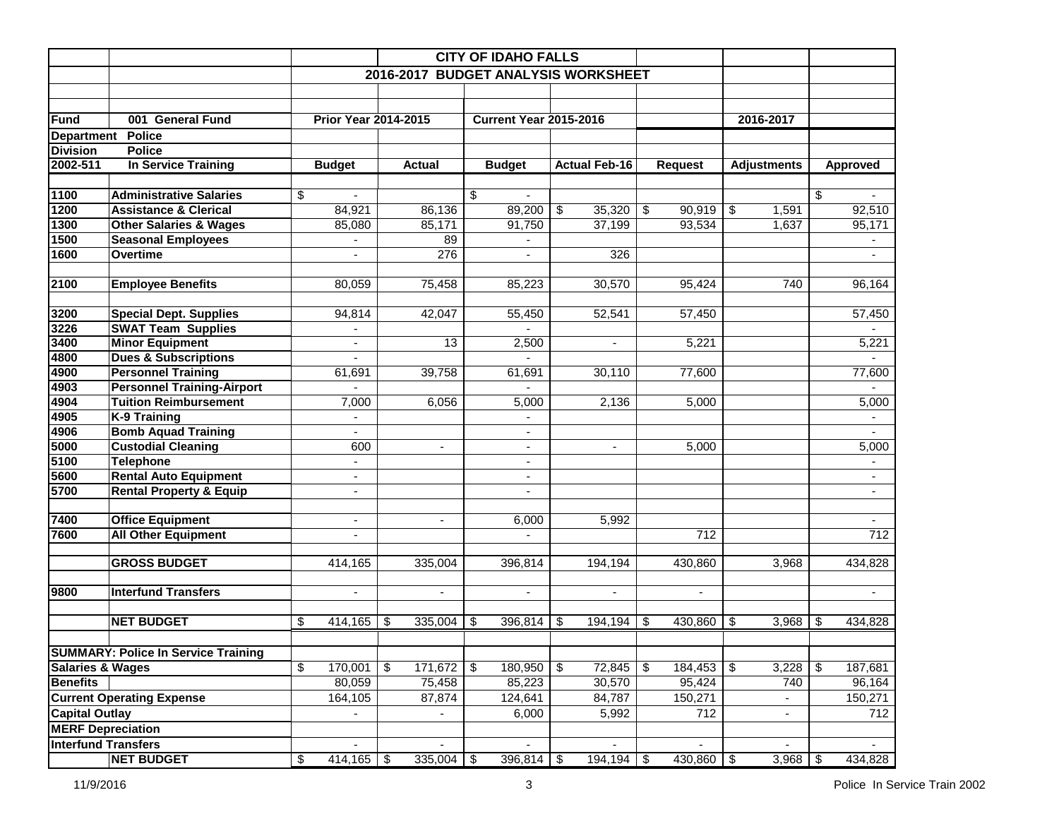| | | CITY OF IDAHO FALLS | | | | | | |
|---|---|---|---|---|---|---|---|---|
| | | 2016-2017 BUDGET ANALYSIS WORKSHEET | | | | | | |
| **Fund** | **001 General Fund** | **Prior Year 2014-2015** | | **Current Year 2015-2016** | | | **2016-2017** | |
| **Department** | **Police** | | | | | | | |
| **Division** | **Police** | | | | | | | |
| **2002-511** | **In Service Training** | **Budget** | **Actual** | **Budget** | **Actual Feb-16** | **Request** | **Adjustments** | **Approved** |
| **1100** | **Administrative Salaries** | $ - | | $ - | | | | $ - |
| **1200** | **Assistance & Clerical** | 84,921 | 86,136 | 89,200 | $ 35,320 | $ 90,919 | $ 1,591 | 92,510 |
| **1300** | **Other Salaries & Wages** | 85,080 | 85,171 | 91,750 | 37,199 | 93,534 | 1,637 | 95,171 |
| **1500** | **Seasonal Employees** | - | 89 | - | | | | - |
| **1600** | **Overtime** | - | 276 | - | 326 | | | - |
| **2100** | **Employee Benefits** | 80,059 | 75,458 | 85,223 | 30,570 | 95,424 | 740 | 96,164 |
| **3200** | **Special Dept. Supplies** | 94,814 | 42,047 | 55,450 | 52,541 | 57,450 | | 57,450 |
| **3226** | **SWAT Team Supplies** | - | | - | | | | - |
| **3400** | **Minor Equipment** | - | 13 | 2,500 | - | 5,221 | | 5,221 |
| **4800** | **Dues & Subscriptions** | - | | - | | | | - |
| **4900** | **Personnel Training** | 61,691 | 39,758 | 61,691 | 30,110 | 77,600 | | 77,600 |
| **4903** | **Personnel Training-Airport** | - | | - | | | | - |
| **4904** | **Tuition Reimbursement** | 7,000 | 6,056 | 5,000 | 2,136 | 5,000 | | 5,000 |
| **4905** | **K-9 Training** | - | | - | | | | - |
| **4906** | **Bomb Aquad Training** | - | | - | | | | - |
| **5000** | **Custodial Cleaning** | 600 | - | - | - | 5,000 | | 5,000 |
| **5100** | **Telephone** | - | | - | | | | - |
| **5600** | **Rental Auto Equipment** | - | | - | | | | - |
| **5700** | **Rental Property & Equip** | - | | - | | | | - |
| **7400** | **Office Equipment** | - | - | 6,000 | 5,992 | | | - |
| **7600** | **All Other Equipment** | - | | - | | 712 | | 712 |
| | **GROSS BUDGET** | 414,165 | 335,004 | 396,814 | 194,194 | 430,860 | 3,968 | 434,828 |
| **9800** | **Interfund Transfers** | - | - | - | - | - | | - |
| | **NET BUDGET** | $ 414,165 | $ 335,004 | $ 396,814 | $ 194,194 | $ 430,860 | $ 3,968 | $ 434,828 |
| **SUMMARY: Police In Service Training** | | | | | | | | |
| **Salaries & Wages** | | $ 170,001 | $ 171,672 | $ 180,950 | $ 72,845 | $ 184,453 | $ 3,228 | $ 187,681 |
| **Benefits** | | 80,059 | 75,458 | 85,223 | 30,570 | 95,424 | 740 | 96,164 |
| **Current Operating Expense** | | 164,105 | 87,874 | 124,641 | 84,787 | 150,271 | - | 150,271 |
| **Capital Outlay** | | - | - | 6,000 | 5,992 | 712 | - | 712 |
| **MERF Depreciation** | | | | | | | | |
| **Interfund Transfers** | | - | - | - | - | - | - | - |
| | **NET BUDGET** | $ 414,165 | $ 335,004 | $ 396,814 | $ 194,194 | $ 430,860 | $ 3,968 | $ 434,828 |

11/9/2016 Police In Service Train 2002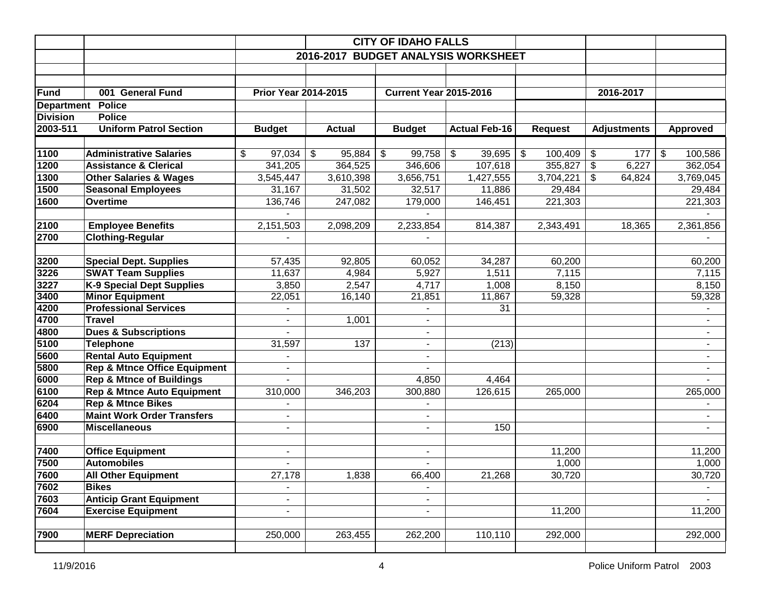| | | CITY OF IDAHO FALLS | | | | | | |
|---|---|---|---|---|---|---|---|---|
| | | 2016-2017 BUDGET ANALYSIS WORKSHEET | | | | | | |
| **Fund** | **001 General Fund** | **Prior Year 2014-2015** | | **Current Year 2015-2016** | | | **2016-2017** | |
| **Department** | **Police** | | | | | | | |
| **Division** | **Police** | | | | | | | |
| **2003-511** | **Uniform Patrol Section** | **Budget** | **Actual** | **Budget** | **Actual Feb-16** | **Request** | **Adjustments** | **Approved** |
| **1100** | **Administrative Salaries** | $ 97,034 | $ 95,884 | $ 99,758 | $ 39,695 | $ 100,409 | $ 177 | $ 100,586 |
| **1200** | **Assistance & Clerical** | 341,205 | 364,525 | 346,606 | 107,618 | 355,827 | $ 6,227 | 362,054 |
| **1300** | **Other Salaries & Wages** | 3,545,447 | 3,610,398 | 3,656,751 | 1,427,555 | 3,704,221 | $ 64,824 | 3,769,045 |
| **1500** | **Seasonal Employees** | 31,167 | 31,502 | 32,517 | 11,886 | 29,484 | | 29,484 |
| **1600** | **Overtime** | 136,746 | 247,082 | 179,000 | 146,451 | 221,303 | | 221,303 |
| | | - | | - | | | | - |
| **2100** | **Employee Benefits** | 2,151,503 | 2,098,209 | 2,233,854 | 814,387 | 2,343,491 | 18,365 | 2,361,856 |
| **2700** | **Clothing-Regular** | - | | - | | | | - |
| **3200** | **Special Dept. Supplies** | 57,435 | 92,805 | 60,052 | 34,287 | 60,200 | | 60,200 |
| **3226** | **SWAT Team Supplies** | 11,637 | 4,984 | 5,927 | 1,511 | 7,115 | | 7,115 |
| **3227** | **K-9 Special Dept Supplies** | 3,850 | 2,547 | 4,717 | 1,008 | 8,150 | | 8,150 |
| **3400** | **Minor Equipment** | 22,051 | 16,140 | 21,851 | 11,867 | 59,328 | | 59,328 |
| **4200** | **Professional Services** | - | | - | 31 | | | - |
| **4700** | **Travel** | - | 1,001 | - | | | | - |
| **4800** | **Dues & Subscriptions** | - | | - | | | | - |
| **5100** | **Telephone** | 31,597 | 137 | - | (213) | | | - |
| **5600** | **Rental Auto Equipment** | - | | - | | | | - |
| **5800** | **Rep & Mtnce Office Equipment** | - | | - | | | | - |
| **6000** | **Rep & Mtnce of Buildings** | - | | 4,850 | 4,464 | | | - |
| **6100** | **Rep & Mtnce Auto Equipment** | 310,000 | 346,203 | 300,880 | 126,615 | 265,000 | | 265,000 |
| **6204** | **Rep & Mtnce Bikes** | - | | - | | | | - |
| **6400** | **Maint Work Order Transfers** | - | | - | | | | - |
| **6900** | **Miscellaneous** | - | | - | 150 | | | - |
| **7400** | **Office Equipment** | - | | - | | 11,200 | | 11,200 |
| **7500** | **Automobiles** | - | | - | | 1,000 | | 1,000 |
| **7600** | **All Other Equipment** | 27,178 | 1,838 | 66,400 | 21,268 | 30,720 | | 30,720 |
| **7602** | **Bikes** | - | | - | | | | - |
| **7603** | **Anticip Grant Equipment** | - | | - | | | | - |
| **7604** | **Exercise Equipment** | - | | - | | 11,200 | | 11,200 |
| **7900** | **MERF Depreciation** | 250,000 | 263,455 | 262,200 | 110,110 | 292,000 | | 292,000 |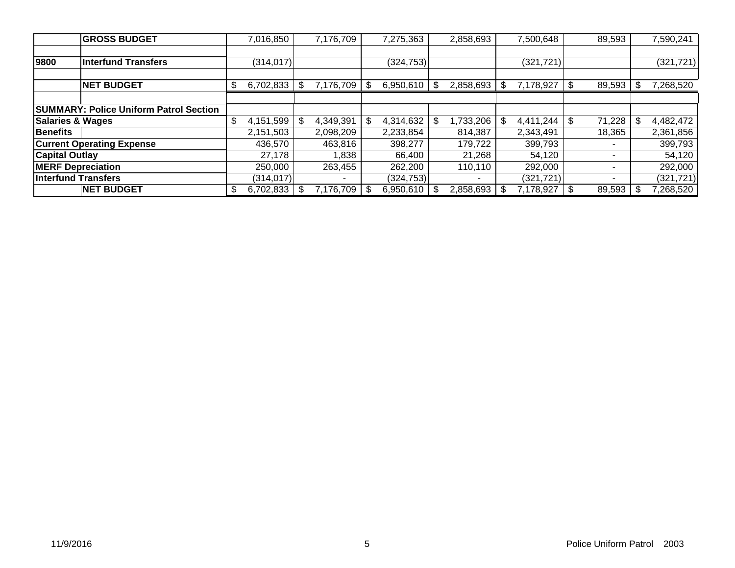| | | | | | | | | |
|---|---|---|---|---|---|---|---|---|
| | **GROSS BUDGET** | 7,016,850 | 7,176,709 | 7,275,363 | 2,858,693 | 7,500,648 | 89,593 | 7,590,241 |
| | | | | | | | | |
| **9800** | **Interfund Transfers** | (314,017) | | (324,753) | | (321,721) | | (321,721) |
| | | | | | | | | |
| | **NET BUDGET** | $ 6,702,833 | $ 7,176,709 | $ 6,950,610 | $ 2,858,693 | $ 7,178,927 | $ 89,593 | $ 7,268,520 |
| | | | | | | | | |
| **SUMMARY: Police Uniform Patrol Section** | | | | | | | | |
| **Salaries & Wages** | | $ 4,151,599 | $ 4,349,391 | $ 4,314,632 | $ 1,733,206 | $ 4,411,244 | $ 71,228 | $ 4,482,472 |
| **Benefits** | | 2,151,503 | 2,098,209 | 2,233,854 | 814,387 | 2,343,491 | 18,365 | 2,361,856 |
| **Current Operating Expense** | | 436,570 | 463,816 | 398,277 | 179,722 | 399,793 | - | 399,793 |
| **Capital Outlay** | | 27,178 | 1,838 | 66,400 | 21,268 | 54,120 | - | 54,120 |
| **MERF Depreciation** | | 250,000 | 263,455 | 262,200 | 110,110 | 292,000 | - | 292,000 |
| **Interfund Transfers** | | (314,017) | - | (324,753) | - | (321,721) | - | (321,721) |
| | **NET BUDGET** | $ 6,702,833 | $ 7,176,709 | $ 6,950,610 | $ 2,858,693 | $ 7,178,927 | $ 89,593 | $ 7,268,520 |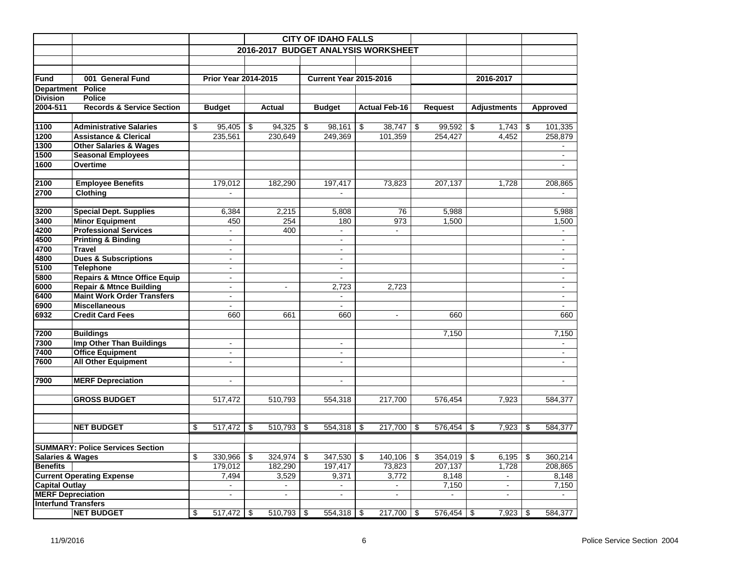| | | CITY OF IDAHO FALLS | | | | | | |
|---|---|---|---|---|---|---|---|---|
| | | 2016-2017 BUDGET ANALYSIS WORKSHEET | | | | | | |
| **Fund** | **001 General Fund** | **Prior Year 2014-2015** | | **Current Year 2015-2016** | | | **2016-2017** | |
| **Department** | **Police** | | | | | | | |
| **Division** | **Police** | | | | | | | |
| **2004-511** | **Records & Service Section** | **Budget** | **Actual** | **Budget** | **Actual Feb-16** | **Request** | **Adjustments** | **Approved** |
| **1100** | **Administrative Salaries** | $ 95,405 | $ 94,325 | $ 98,161 | $ 38,747 | $ 99,592 | $ 1,743 | $ 101,335 |
| **1200** | **Assistance & Clerical** | 235,561 | 230,649 | 249,369 | 101,359 | 254,427 | 4,452 | 258,879 |
| **1300** | **Other Salaries & Wages** | | | | | | | - |
| **1500** | **Seasonal Employees** | | | | | | | - |
| **1600** | **Overtime** | | | | | | | - |
| **2100** | **Employee Benefits** | 179,012 | 182,290 | 197,417 | 73,823 | 207,137 | 1,728 | 208,865 |
| **2700** | **Clothing** | - | | - | | | | - |
| **3200** | **Special Dept. Supplies** | 6,384 | 2,215 | 5,808 | 76 | 5,988 | | 5,988 |
| **3400** | **Minor Equipment** | 450 | 254 | 180 | 973 | 1,500 | | 1,500 |
| **4200** | **Professional Services** | - | 400 | - | - | | | - |
| **4500** | **Printing & Binding** | - | | - | | | | - |
| **4700** | **Travel** | - | | - | | | | - |
| **4800** | **Dues & Subscriptions** | - | | - | | | | - |
| **5100** | **Telephone** | - | | - | | | | - |
| **5800** | **Repairs & Mtnce Office Equip** | - | | - | | | | - |
| **6000** | **Repair & Mtnce Building** | - | - | 2,723 | 2,723 | | | - |
| **6400** | **Maint Work Order Transfers** | - | | - | | | | - |
| **6900** | **Miscellaneous** | - | | - | | | | - |
| **6932** | **Credit Card Fees** | 660 | 661 | 660 | - | 660 | | 660 |
| **7200** | **Buildings** | | | | | 7,150 | | 7,150 |
| **7300** | **Imp Other Than Buildings** | - | | - | | | | - |
| **7400** | **Office Equipment** | - | | - | | | | - |
| **7600** | **All Other Equipment** | - | | - | | | | - |
| **7900** | **MERF Depreciation** | - | | - | | | | - |
| | **GROSS BUDGET** | 517,472 | 510,793 | 554,318 | 217,700 | 576,454 | 7,923 | 584,377 |
| | **NET BUDGET** | $ 517,472 | $ 510,793 | $ 554,318 | $ 217,700 | $ 576,454 | $ 7,923 | $ 584,377 |
| **SUMMARY: Police Services Section** | | | | | | | | |
| **Salaries & Wages** | | $ 330,966 | $ 324,974 | $ 347,530 | $ 140,106 | $ 354,019 | $ 6,195 | $ 360,214 |
| **Benefits** | | 179,012 | 182,290 | 197,417 | 73,823 | 207,137 | 1,728 | 208,865 |
| **Current Operating Expense** | | 7,494 | 3,529 | 9,371 | 3,772 | 8,148 | - | 8,148 |
| **Capital Outlay** | | - | - | - | - | 7,150 | - | 7,150 |
| **MERF Depreciation** | | - | - | - | - | - | - | - |
| **Interfund Transfers** | | | | | | | | |
| | **NET BUDGET** | $ 517,472 | $ 510,793 | $ 554,318 | $ 217,700 | $ 576,454 | $ 7,923 | $ 584,377 |

11/9/2016 Police Service Section 2004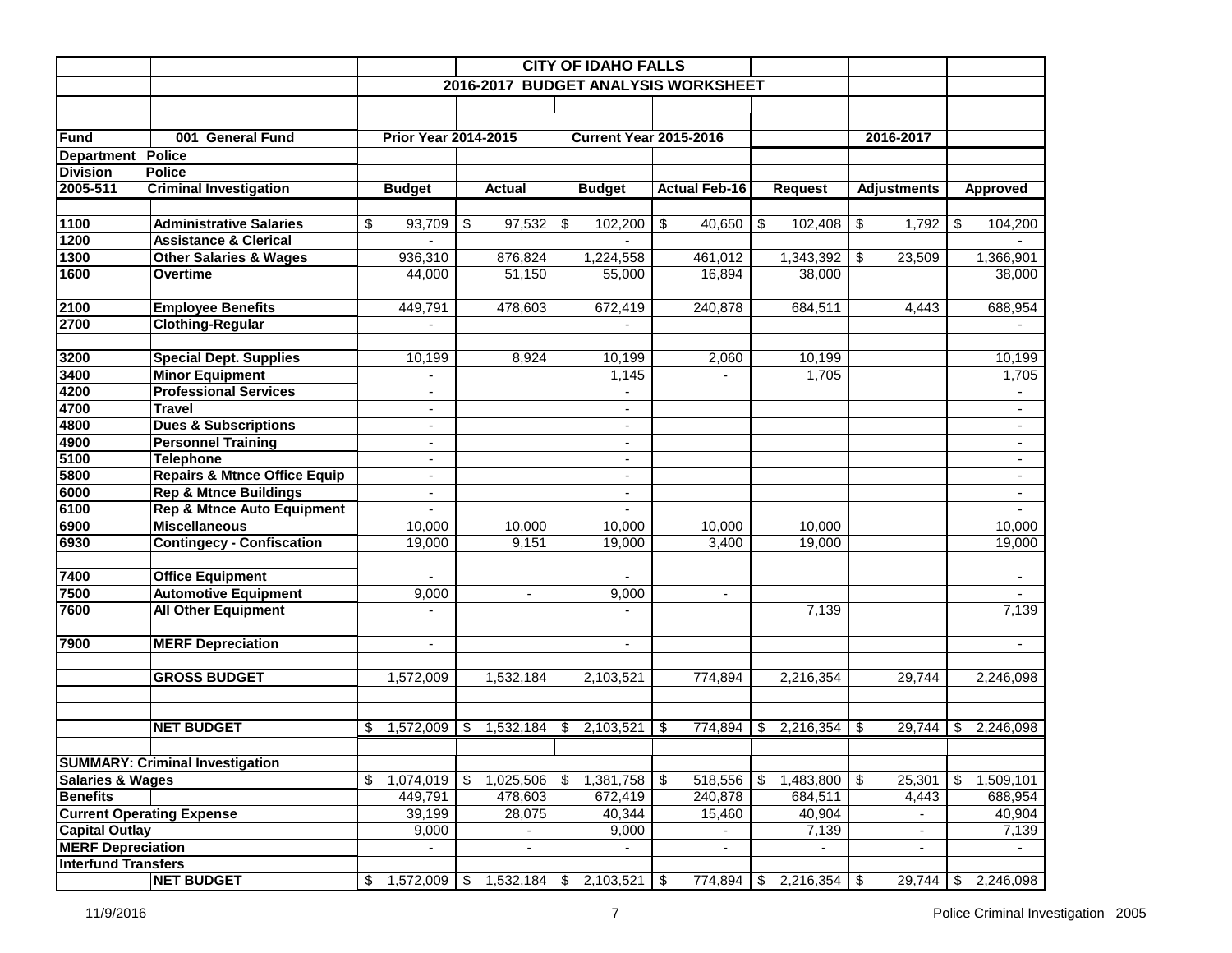| | | | | CITY OF IDAHO FALLS | | | | |
|---|---|---|---|---|---|---|---|---|
| | | | 2016-2017 BUDGET ANALYSIS WORKSHEET | | | | | |
| **Fund** | **001 General Fund** | **Prior Year 2014-2015** | | **Current Year 2015-2016** | | | **2016-2017** | |
| **Department** | **Police** | | | | | | | |
| **Division** | **Police** | | | | | | | |
| **2005-511** | **Criminal Investigation** | **Budget** | **Actual** | **Budget** | **Actual Feb-16** | **Request** | **Adjustments** | **Approved** |
| **1100** | **Administrative Salaries** | $ 93,709 | $ 97,532 | $ 102,200 | $ 40,650 | $ 102,408 | $ 1,792 | $ 104,200 |
| **1200** | **Assistance & Clerical** | - | | - | | | | - |
| **1300** | **Other Salaries & Wages** | 936,310 | 876,824 | 1,224,558 | 461,012 | 1,343,392 | $ 23,509 | 1,366,901 |
| **1600** | **Overtime** | 44,000 | 51,150 | 55,000 | 16,894 | 38,000 | | 38,000 |
| **2100** | **Employee Benefits** | 449,791 | 478,603 | 672,419 | 240,878 | 684,511 | 4,443 | 688,954 |
| **2700** | **Clothing-Regular** | - | | - | | | | - |
| **3200** | **Special Dept. Supplies** | 10,199 | 8,924 | 10,199 | 2,060 | 10,199 | | 10,199 |
| **3400** | **Minor Equipment** | - | | 1,145 | - | 1,705 | | 1,705 |
| **4200** | **Professional Services** | - | | - | | | | - |
| **4700** | **Travel** | - | | - | | | | - |
| **4800** | **Dues & Subscriptions** | - | | - | | | | - |
| **4900** | **Personnel Training** | - | | - | | | | - |
| **5100** | **Telephone** | - | | - | | | | - |
| **5800** | **Repairs & Mtnce Office Equip** | - | | - | | | | - |
| **6000** | **Rep & Mtnce Buildings** | - | | - | | | | - |
| **6100** | **Rep & Mtnce Auto Equipment** | - | | - | | | | - |
| **6900** | **Miscellaneous** | 10,000 | 10,000 | 10,000 | 10,000 | 10,000 | | 10,000 |
| **6930** | **Contingecy - Confiscation** | 19,000 | 9,151 | 19,000 | 3,400 | 19,000 | | 19,000 |
| **7400** | **Office Equipment** | - | | - | | | | - |
| **7500** | **Automotive Equipment** | 9,000 | - | 9,000 | - | | | - |
| **7600** | **All Other Equipment** | - | | - | | 7,139 | | 7,139 |
| **7900** | **MERF Depreciation** | - | | - | | | | - |
| | **GROSS BUDGET** | 1,572,009 | 1,532,184 | 2,103,521 | 774,894 | 2,216,354 | 29,744 | 2,246,098 |
| | **NET BUDGET** | $ 1,572,009 | $ 1,532,184 | $ 2,103,521 | $ 774,894 | $ 2,216,354 | $ 29,744 | $ 2,246,098 |
| **SUMMARY: Criminal Investigation** | | | | | | | | |
| **Salaries & Wages** | | $ 1,074,019 | $ 1,025,506 | $ 1,381,758 | $ 518,556 | $ 1,483,800 | $ 25,301 | $ 1,509,101 |
| **Benefits** | | 449,791 | 478,603 | 672,419 | 240,878 | 684,511 | 4,443 | 688,954 |
| **Current Operating Expense** | | 39,199 | 28,075 | 40,344 | 15,460 | 40,904 | - | 40,904 |
| **Capital Outlay** | | 9,000 | - | 9,000 | - | 7,139 | - | 7,139 |
| **MERF Depreciation** | | - | - | - | - | - | - | - |
| **Interfund Transfers** | | | | | | | | |
| | **NET BUDGET** | $ 1,572,009 | $ 1,532,184 | $ 2,103,521 | $ 774,894 | $ 2,216,354 | $ 29,744 | $ 2,246,098 |

11/9/2016 Police Criminal Investigation 2005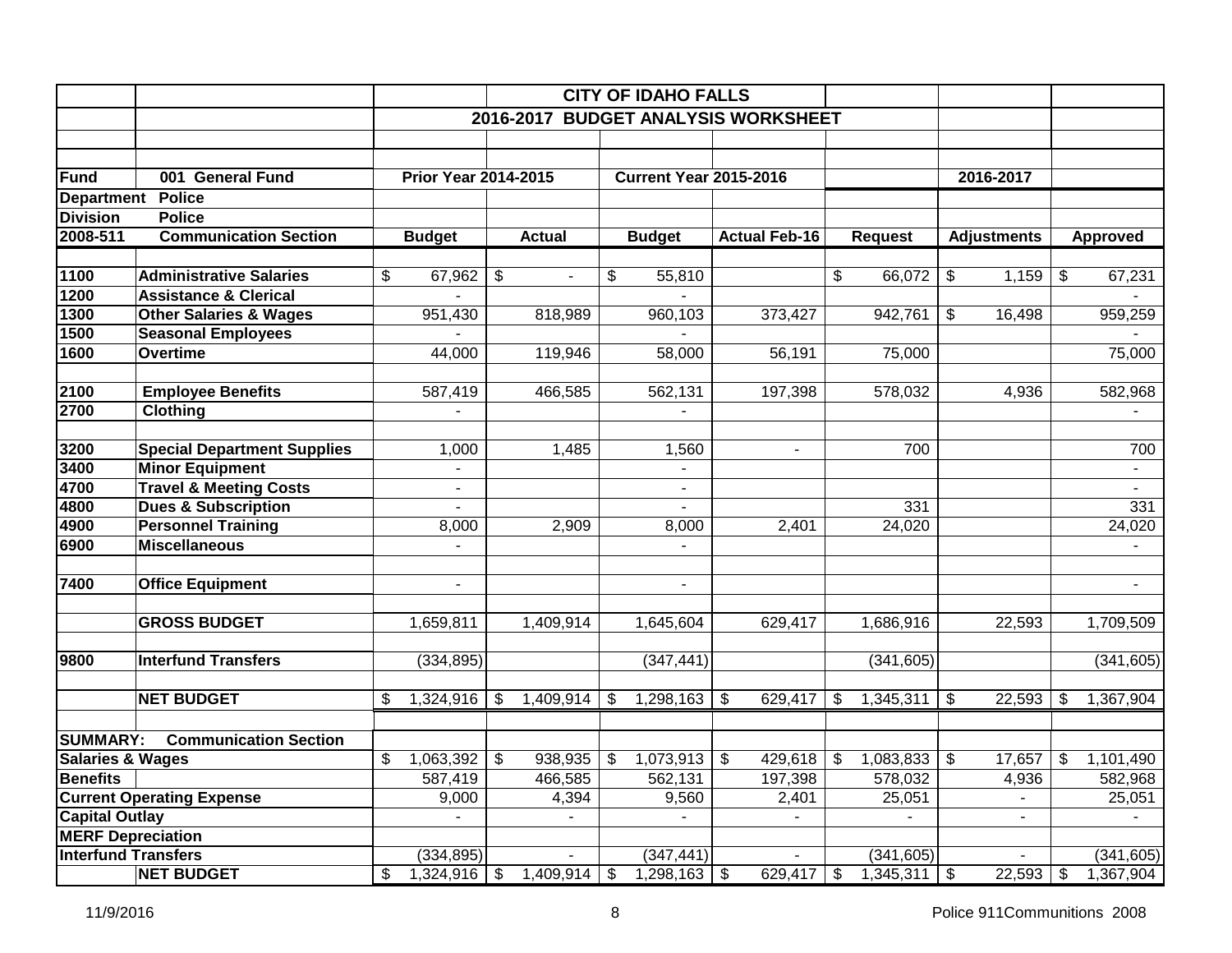| | | CITY OF IDAHO FALLS | | | | | | |
|---|---|---|---|---|---|---|---|---|
| | | 2016-2017 BUDGET ANALYSIS WORKSHEET | | | | | | |
| **Fund** | **001 General Fund** | **Prior Year 2014-2015** | | **Current Year 2015-2016** | | | **2016-2017** | |
| **Department** | **Police** | | | | | | | |
| **Division** | **Police** | | | | | | | |
| **2008-511** | **Communication Section** | **Budget** | **Actual** | **Budget** | **Actual Feb-16** | **Request** | **Adjustments** | **Approved** |
| 1100 | Administrative Salaries | $ 67,962 | $ - | $ 55,810 | | $ 66,072 | $ 1,159 | $ 67,231 |
| 1200 | Assistance & Clerical | - | | - | | | | - |
| 1300 | Other Salaries & Wages | 951,430 | 818,989 | 960,103 | 373,427 | 942,761 | $ 16,498 | 959,259 |
| 1500 | Seasonal Employees | - | | - | | | | - |
| 1600 | Overtime | 44,000 | 119,946 | 58,000 | 56,191 | 75,000 | | 75,000 |
| 2100 | Employee Benefits | 587,419 | 466,585 | 562,131 | 197,398 | 578,032 | 4,936 | 582,968 |
| 2700 | Clothing | - | | - | | | | - |
| 3200 | Special Department Supplies | 1,000 | 1,485 | 1,560 | - | 700 | | 700 |
| 3400 | Minor Equipment | - | | - | | | | - |
| 4700 | Travel & Meeting Costs | - | | - | | | | - |
| 4800 | Dues & Subscription | - | | - | | 331 | | 331 |
| 4900 | Personnel Training | 8,000 | 2,909 | 8,000 | 2,401 | 24,020 | | 24,020 |
| 6900 | Miscellaneous | - | | - | | | | - |
| 7400 | Office Equipment | - | | - | | | | - |
| | **GROSS BUDGET** | 1,659,811 | 1,409,914 | 1,645,604 | 629,417 | 1,686,916 | 22,593 | 1,709,509 |
| 9800 | Interfund Transfers | (334,895) | | (347,441) | | (341,605) | | (341,605) |
| | **NET BUDGET** | $ 1,324,916 | $ 1,409,914 | $ 1,298,163 | $ 629,417 | $ 1,345,311 | $ 22,593 | $ 1,367,904 |
| **SUMMARY:** | **Communication Section** | | | | | | | |
| **Salaries & Wages** | | $ 1,063,392 | $ 938,935 | $ 1,073,913 | $ 429,618 | $ 1,083,833 | $ 17,657 | $ 1,101,490 |
| **Benefits** | | 587,419 | 466,585 | 562,131 | 197,398 | 578,032 | 4,936 | 582,968 |
| **Current Operating Expense** | | 9,000 | 4,394 | 9,560 | 2,401 | 25,051 | - | 25,051 |
| **Capital Outlay** | | - | - | - | - | - | - | - |
| **MERF Depreciation** | | | | | | | | |
| **Interfund Transfers** | | (334,895) | - | (347,441) | - | (341,605) | - | (341,605) |
| | **NET BUDGET** | $ 1,324,916 | $ 1,409,914 | $ 1,298,163 | $ 629,417 | $ 1,345,311 | $ 22,593 | $ 1,367,904 |

11/9/2016 Police 911Communitions 2008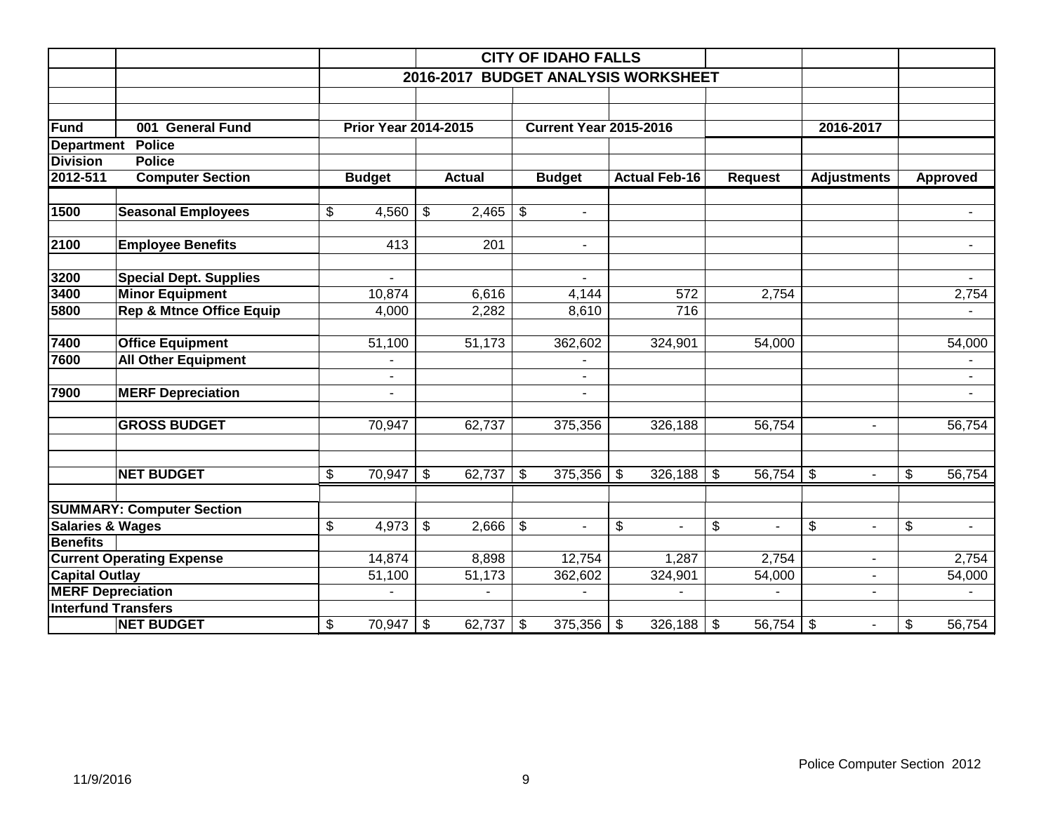| | | | | CITY OF IDAHO FALLS | | | | |
|---|---|---|---|---|---|---|---|---|
| | | | | 2016-2017 BUDGET ANALYSIS WORKSHEET | | | | |
| **Fund** | **001 General Fund** | **Prior Year 2014-2015** | | **Current Year 2015-2016** | | | **2016-2017** | |
| **Department** | **Police** | | | | | | | |
| **Division** | **Police** | | | | | | | |
| **2012-511** | **Computer Section** | **Budget** | **Actual** | **Budget** | **Actual Feb-16** | **Request** | **Adjustments** | **Approved** |
| **1500** | **Seasonal Employees** | $ 4,560 | $ 2,465 | $ - | | | | - |
| **2100** | **Employee Benefits** | 413 | 201 | - | | | | - |
| **3200** | **Special Dept. Supplies** | - | | - | | | | - |
| **3400** | **Minor Equipment** | 10,874 | 6,616 | 4,144 | 572 | 2,754 | | 2,754 |
| **5800** | **Rep & Mtnce Office Equip** | 4,000 | 2,282 | 8,610 | 716 | | | - |
| **7400** | **Office Equipment** | 51,100 | 51,173 | 362,602 | 324,901 | 54,000 | | 54,000 |
| **7600** | **All Other Equipment** | - | | - | | | | - |
| | | - | | - | | | | - |
| **7900** | **MERF Depreciation** | - | | - | | | | - |
| | **GROSS BUDGET** | 70,947 | 62,737 | 375,356 | 326,188 | 56,754 | - | 56,754 |
| | **NET BUDGET** | $ 70,947 | $ 62,737 | $ 375,356 | $ 326,188 | $ 56,754 | $ - | $ 56,754 |
| **SUMMARY: Computer Section** | | | | | | | | |
| **Salaries & Wages** | | $ 4,973 | $ 2,666 | $ - | $ - | $ - | $ - | $ - |
| **Benefits** | | | | | | | | |
| **Current Operating Expense** | | 14,874 | 8,898 | 12,754 | 1,287 | 2,754 | - | 2,754 |
| **Capital Outlay** | | 51,100 | 51,173 | 362,602 | 324,901 | 54,000 | - | 54,000 |
| **MERF Depreciation** | | - | - | - | - | - | - | - |
| **Interfund Transfers** | | | | | | | | |
| | **NET BUDGET** | $ 70,947 | $ 62,737 | $ 375,356 | $ 326,188 | $ 56,754 | $ - | $ 56,754 |

Police Computer Section 2012

11/9/2016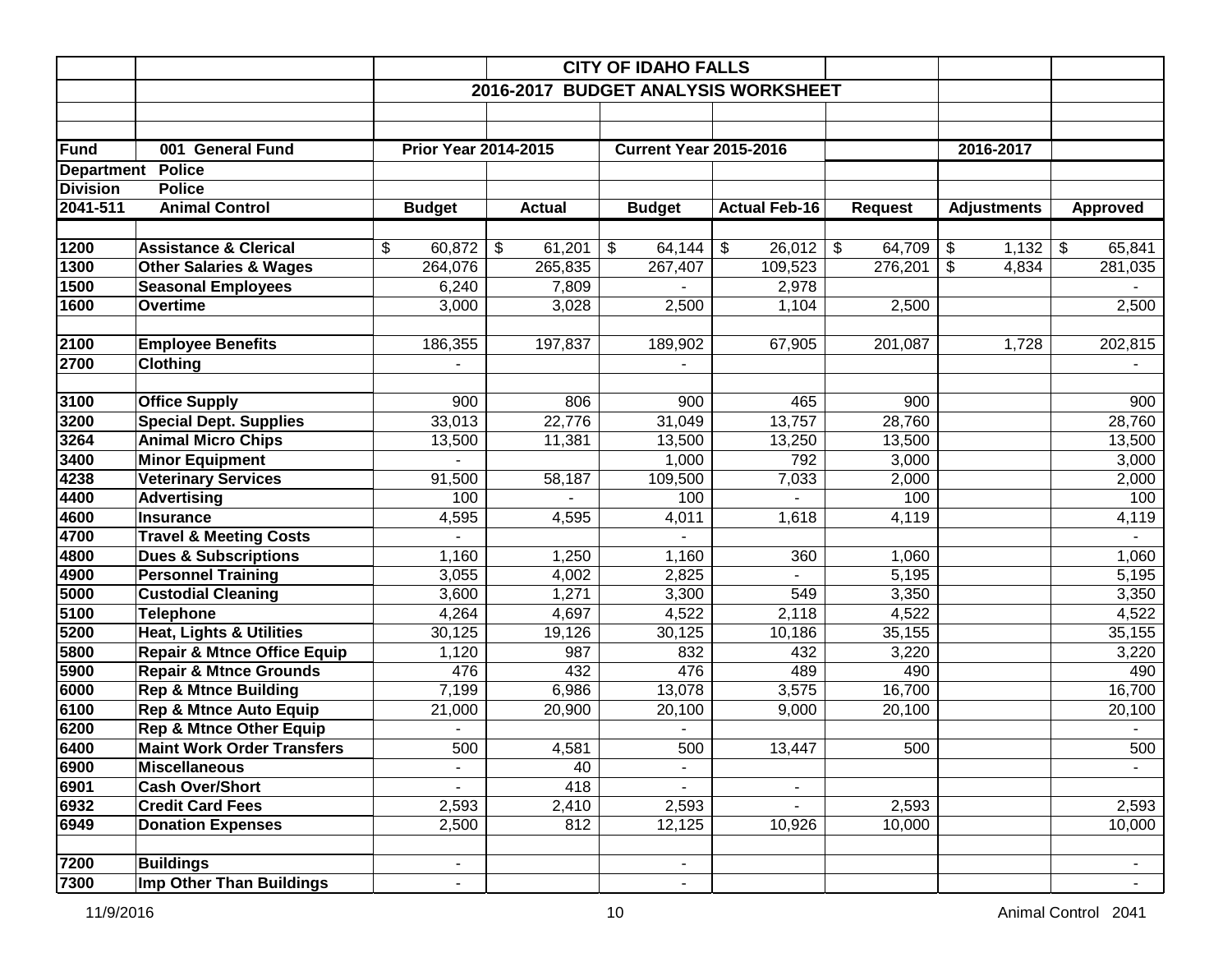| | | CITY OF IDAHO FALLS | | | | | | |
|---|---|---|---|---|---|---|---|---|
| | | 2016-2017 BUDGET ANALYSIS WORKSHEET | | | | | | |
| **Fund** | **001 General Fund** | **Prior Year 2014-2015** | | **Current Year 2015-2016** | | | **2016-2017** | |
| **Department** | **Police** | | | | | | | |
| **Division** | **Police** | | | | | | | |
| **2041-511** | **Animal Control** | **Budget** | **Actual** | **Budget** | **Actual Feb-16** | **Request** | **Adjustments** | **Approved** |
| **1200** | **Assistance & Clerical** | $ 60,872 | $ 61,201 | $ 64,144 | $ 26,012 | $ 64,709 | $ 1,132 | $ 65,841 |
| **1300** | **Other Salaries & Wages** | 264,076 | 265,835 | 267,407 | 109,523 | 276,201 | $ 4,834 | 281,035 |
| **1500** | **Seasonal Employees** | 6,240 | 7,809 | - | 2,978 | | | - |
| **1600** | **Overtime** | 3,000 | 3,028 | 2,500 | 1,104 | 2,500 | | 2,500 |
| **2100** | **Employee Benefits** | 186,355 | 197,837 | 189,902 | 67,905 | 201,087 | 1,728 | 202,815 |
| **2700** | **Clothing** | - | | - | | | | - |
| **3100** | **Office Supply** | 900 | 806 | 900 | 465 | 900 | | 900 |
| **3200** | **Special Dept. Supplies** | 33,013 | 22,776 | 31,049 | 13,757 | 28,760 | | 28,760 |
| **3264** | **Animal Micro Chips** | 13,500 | 11,381 | 13,500 | 13,250 | 13,500 | | 13,500 |
| **3400** | **Minor Equipment** | - | | 1,000 | 792 | 3,000 | | 3,000 |
| **4238** | **Veterinary Services** | 91,500 | 58,187 | 109,500 | 7,033 | 2,000 | | 2,000 |
| **4400** | **Advertising** | 100 | - | 100 | - | 100 | | 100 |
| **4600** | **Insurance** | 4,595 | 4,595 | 4,011 | 1,618 | 4,119 | | 4,119 |
| **4700** | **Travel & Meeting Costs** | - | | - | | | | - |
| **4800** | **Dues & Subscriptions** | 1,160 | 1,250 | 1,160 | 360 | 1,060 | | 1,060 |
| **4900** | **Personnel Training** | 3,055 | 4,002 | 2,825 | - | 5,195 | | 5,195 |
| **5000** | **Custodial Cleaning** | 3,600 | 1,271 | 3,300 | 549 | 3,350 | | 3,350 |
| **5100** | **Telephone** | 4,264 | 4,697 | 4,522 | 2,118 | 4,522 | | 4,522 |
| **5200** | **Heat, Lights & Utilities** | 30,125 | 19,126 | 30,125 | 10,186 | 35,155 | | 35,155 |
| **5800** | **Repair & Mtnce Office Equip** | 1,120 | 987 | 832 | 432 | 3,220 | | 3,220 |
| **5900** | **Repair & Mtnce Grounds** | 476 | 432 | 476 | 489 | 490 | | 490 |
| **6000** | **Rep & Mtnce Building** | 7,199 | 6,986 | 13,078 | 3,575 | 16,700 | | 16,700 |
| **6100** | **Rep & Mtnce Auto Equip** | 21,000 | 20,900 | 20,100 | 9,000 | 20,100 | | 20,100 |
| **6200** | **Rep & Mtnce Other Equip** | - | | - | | | | - |
| **6400** | **Maint Work Order Transfers** | 500 | 4,581 | 500 | 13,447 | 500 | | 500 |
| **6900** | **Miscellaneous** | - | 40 | - | | | | - |
| **6901** | **Cash Over/Short** | - | 418 | - | - | | | |
| **6932** | **Credit Card Fees** | 2,593 | 2,410 | 2,593 | - | 2,593 | | 2,593 |
| **6949** | **Donation Expenses** | 2,500 | 812 | 12,125 | 10,926 | 10,000 | | 10,000 |
| **7200** | **Buildings** | - | | - | | | | - |
| **7300** | **Imp Other Than Buildings** | - | | - | | | | - |

11/9/2016 Animal Control 2041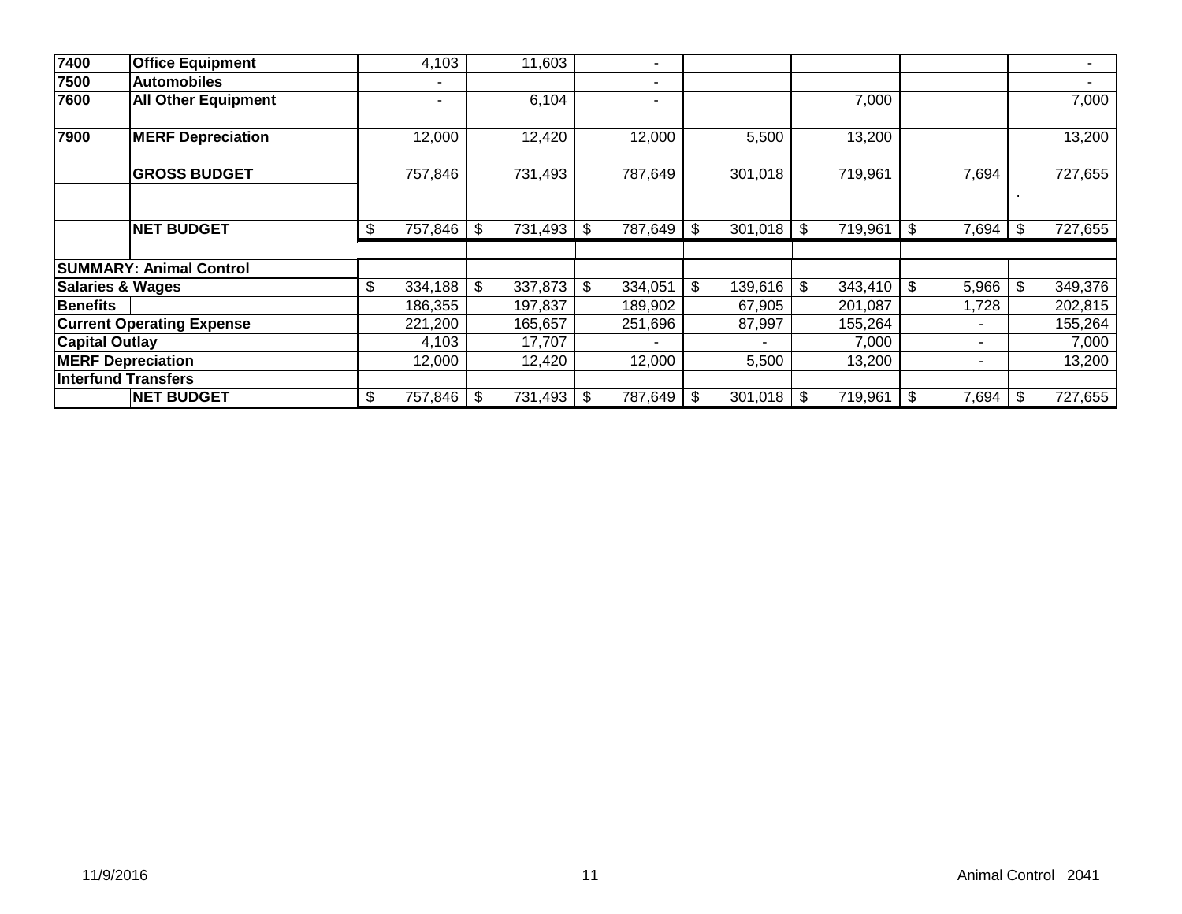| | | | | | | | | |
|---|---|---|---|---|---|---|---|---|
| 7400 | Office Equipment | 4,103 | 11,603 | - | | | | - |
| 7500 | Automobiles | - | | - | | | | - |
| 7600 | All Other Equipment | - | 6,104 | - | | 7,000 | | 7,000 |
| | | | | | | | | |
| 7900 | MERF Depreciation | 12,000 | 12,420 | 12,000 | 5,500 | 13,200 | | 13,200 |
| | | | | | | | | |
| | GROSS BUDGET | 757,846 | 731,493 | 787,649 | 301,018 | 719,961 | 7,694 | 727,655 |
| | | | | | | | | . |
| | | | | | | | | |
| | NET BUDGET | $ 757,846 | $ 731,493 | $ 787,649 | $ 301,018 | $ 719,961 | $ 7,694 | $ 727,655 |
| | | | | | | | | |
| SUMMARY: Animal Control | | | | | | | | |
| Salaries & Wages | | $ 334,188 | $ 337,873 | $ 334,051 | $ 139,616 | $ 343,410 | $ 5,966 | $ 349,376 |
| Benefits | | 186,355 | 197,837 | 189,902 | 67,905 | 201,087 | 1,728 | 202,815 |
| Current Operating Expense | | 221,200 | 165,657 | 251,696 | 87,997 | 155,264 | - | 155,264 |
| Capital Outlay | | 4,103 | 17,707 | - | - | 7,000 | - | 7,000 |
| MERF Depreciation | | 12,000 | 12,420 | 12,000 | 5,500 | 13,200 | - | 13,200 |
| Interfund Transfers | | | | | | | | |
| | NET BUDGET | $ 757,846 | $ 731,493 | $ 787,649 | $ 301,018 | $ 719,961 | $ 7,694 | $ 727,655 |

11/9/2016

Animal Control 2041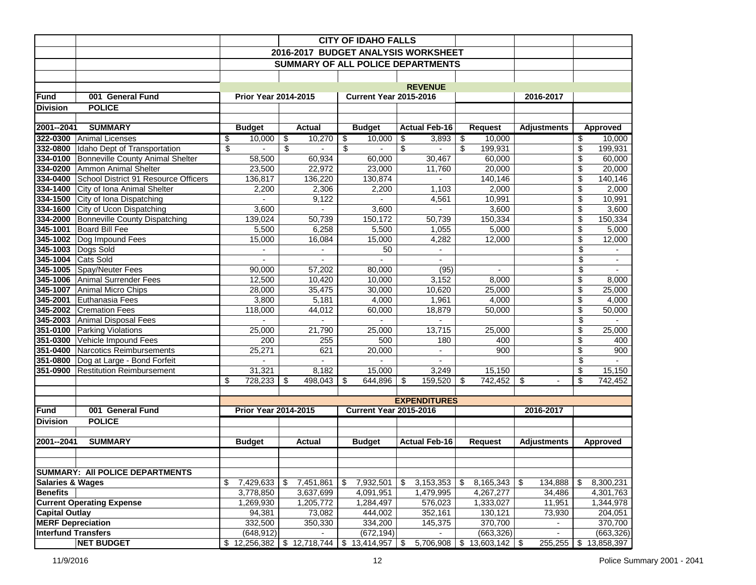| | | | | | | | | |
|---|---|---|---|---|---|---|---|---|
| | | CITY OF IDAHO FALLS | | | | | | |
| | | 2016-2017 BUDGET ANALYSIS WORKSHEET | | | | | | |
| | | SUMMARY OF ALL POLICE DEPARTMENTS | | | | | | |
| | | REVENUE | | | | | | |
| **Fund** | **001 General Fund** | **Prior Year 2014-2015** | | **Current Year 2015-2016** | | | **2016-2017** | |
| **Division** | **POLICE** | | | | | | | |
| **2001--2041** | **SUMMARY** | **Budget** | **Actual** | **Budget** | **Actual Feb-16** | **Request** | **Adjustments** | **Approved** |
| **322-0300** | Animal Licenses | $ 10,000 | $ 10,270 | $ 10,000 | $ 3,893 | $ 10,000 | | $ 10,000 |
| **332-0800** | Idaho Dept of Transportation | $ - | $ - | $ - | $ - | $ 199,931 | | $ 199,931 |
| **334-0100** | Bonneville County Animal Shelter | 58,500 | 60,934 | 60,000 | 30,467 | 60,000 | | $ 60,000 |
| **334-0200** | Ammon Animal Shelter | 23,500 | 22,972 | 23,000 | 11,760 | 20,000 | | $ 20,000 |
| **334-0400** | School District 91 Resource Officers | 136,817 | 136,220 | 130,874 | - | 140,146 | | $ 140,146 |
| **334-1400** | City of Iona Animal Shelter | 2,200 | 2,306 | 2,200 | 1,103 | 2,000 | | $ 2,000 |
| **334-1500** | City of Iona Dispatching | - | 9,122 | - | 4,561 | 10,991 | | $ 10,991 |
| **334-1600** | City of Ucon Dispatching | 3,600 | - | 3,600 | - | 3,600 | | $ 3,600 |
| **334-2000** | Bonneville County Dispatching | 139,024 | 50,739 | 150,172 | 50,739 | 150,334 | | $ 150,334 |
| **345-1001** | Board Bill Fee | 5,500 | 6,258 | 5,500 | 1,055 | 5,000 | | $ 5,000 |
| **345-1002** | Dog Impound Fees | 15,000 | 16,084 | 15,000 | 4,282 | 12,000 | | $ 12,000 |
| **345-1003** | Dogs Sold | - | - | 50 | - | | | $ - |
| **345-1004** | Cats Sold | - | - | - | - | | | $ - |
| **345-1005** | Spay/Neuter Fees | 90,000 | 57,202 | 80,000 | (95) | - | | $ - |
| **345-1006** | Animal Surrender Fees | 12,500 | 10,420 | 10,000 | 3,152 | 8,000 | | $ 8,000 |
| **345-1007** | Animal Micro Chips | 28,000 | 35,475 | 30,000 | 10,620 | 25,000 | | $ 25,000 |
| **345-2001** | Euthanasia Fees | 3,800 | 5,181 | 4,000 | 1,961 | 4,000 | | $ 4,000 |
| **345-2002** | Cremation Fees | 118,000 | 44,012 | 60,000 | 18,879 | 50,000 | | $ 50,000 |
| **345-2003** | Animal Disposal Fees | - | - | - | - | | | $ - |
| **351-0100** | Parking Violations | 25,000 | 21,790 | 25,000 | 13,715 | 25,000 | | $ 25,000 |
| **351-0300** | Vehicle Impound Fees | 200 | 255 | 500 | 180 | 400 | | $ 400 |
| **351-0400** | Narcotics Reimbursements | 25,271 | 621 | 20,000 | - | 900 | | $ 900 |
| **351-0800** | Dog at Large - Bond Forfeit | - | - | - | - | | | $ - |
| **351-0900** | Restitution Reimbursement | 31,321 | 8,182 | 15,000 | 3,249 | 15,150 | | $ 15,150 |
| | | $ 728,233 | $ 498,043 | $ 644,896 | $ 159,520 | $ 742,452 | $ - | $ 742,452 |
| | | EXPENDITURES | | | | | | |
| **Fund** | **001 General Fund** | **Prior Year 2014-2015** | | **Current Year 2015-2016** | | | **2016-2017** | |
| **Division** | **POLICE** | | | | | | | |
| **2001--2041** | **SUMMARY** | **Budget** | **Actual** | **Budget** | **Actual Feb-16** | **Request** | **Adjustments** | **Approved** |
| **SUMMARY: All POLICE DEPARTMENTS** | | | | | | | | |
| **Salaries & Wages** | | $ 7,429,633 | $ 7,451,861 | $ 7,932,501 | $ 3,153,353 | $ 8,165,343 | $ 134,888 | $ 8,300,231 |
| **Benefits** | | 3,778,850 | 3,637,699 | 4,091,951 | 1,479,995 | 4,267,277 | 34,486 | 4,301,763 |
| **Current Operating Expense** | | 1,269,930 | 1,205,772 | 1,284,497 | 576,023 | 1,333,027 | 11,951 | 1,344,978 |
| **Capital Outlay** | | 94,381 | 73,082 | 444,002 | 352,161 | 130,121 | 73,930 | 204,051 |
| **MERF Depreciation** | | 332,500 | 350,330 | 334,200 | 145,375 | 370,700 | - | 370,700 |
| **Interfund Transfers** | | (648,912) | - | (672,194) | - | (663,326) | - | (663,326) |
| | **NET BUDGET** | $ 12,256,382 | $ 12,718,744 | $ 13,414,957 | $ 5,706,908 | $ 13,603,142 | $ 255,255 | $ 13,858,397 |

11/9/2016

Police Summary 2001 - 2041